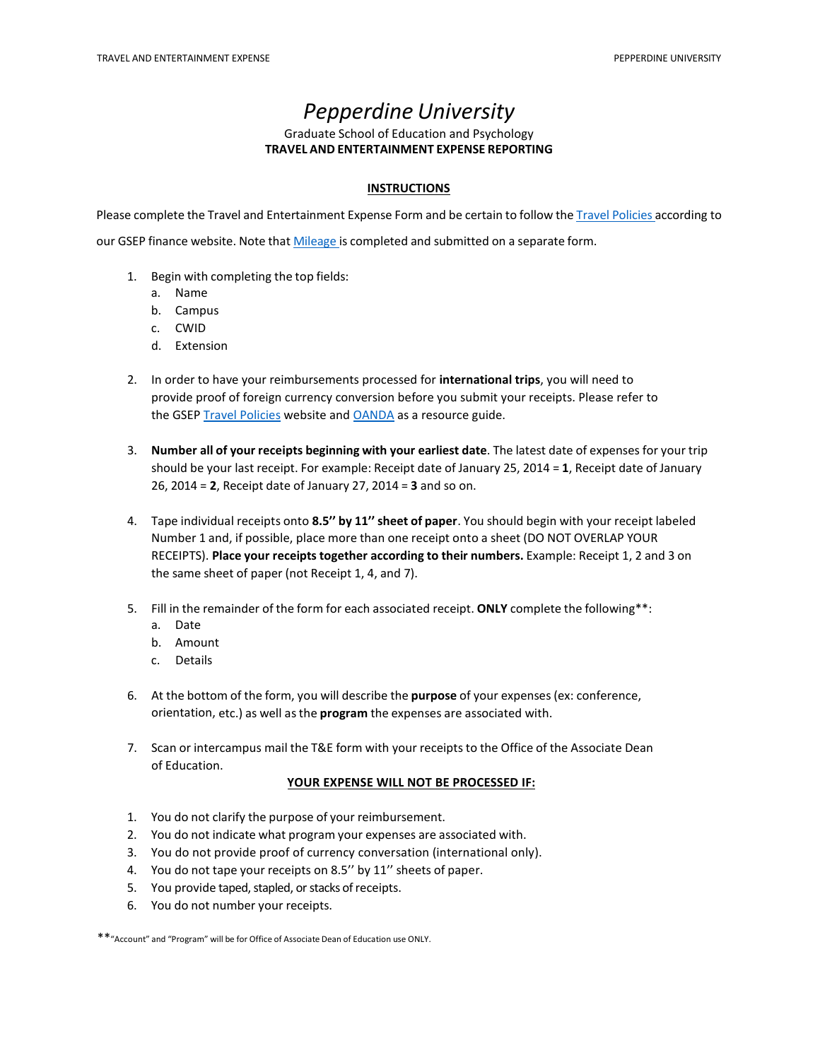# *Pepperdine University*

Graduate School of Education and Psychology

**TRAVEL AND ENTERTAINMENT EXPENSE REPORTING**

## INSTRUCTIONS

Please complete the Travel and Entertainment Expense Form and be certain to follow the Travel Policies according to our GSEP finance website. Note that Mileage is completed and submitted on a separate form.

1. Begin with completing the top fields:
   a. Name
   b. Campus
   c. CWID
   d. Extension

2. In order to have your reimbursements processed for **international trips**, you will need to provide proof of foreign currency conversion before you submit your receipts. Please refer to the GSEP Travel Policies website and OANDA as a resource guide.

3. **Number all of your receipts beginning with your earliest date**. The latest date of expenses for your trip should be your last receipt. For example: Receipt date of January 25, 2014 = **1**, Receipt date of January 26, 2014 = **2**, Receipt date of January 27, 2014 = **3** and so on.

4. Tape individual receipts onto **8.5'' by 11'' sheet of paper**. You should begin with your receipt labeled Number 1 and, if possible, place more than one receipt onto a sheet (DO NOT OVERLAP YOUR RECEIPTS). **Place your receipts together according to their numbers.** Example: Receipt 1, 2 and 3 on the same sheet of paper (not Receipt 1, 4, and 7).

5. Fill in the remainder of the form for each associated receipt. **ONLY** complete the following**:
   a. Date
   b. Amount
   c. Details

6. At the bottom of the form, you will describe the **purpose** of your expenses (ex: conference, orientation, etc.) as well as the **program** the expenses are associated with.

7. Scan or intercampus mail the T&E form with your receipts to the Office of the Associate Dean of Education.

## YOUR EXPENSE WILL NOT BE PROCESSED IF:

1. You do not clarify the purpose of your reimbursement.
2. You do not indicate what program your expenses are associated with.
3. You do not provide proof of currency conversation (international only).
4. You do not tape your receipts on 8.5'' by 11'' sheets of paper.
5. You provide taped, stapled, or stacks of receipts.
6. You do not number your receipts.

**"Account" and "Program" will be for Office of Associate Dean of Education use ONLY.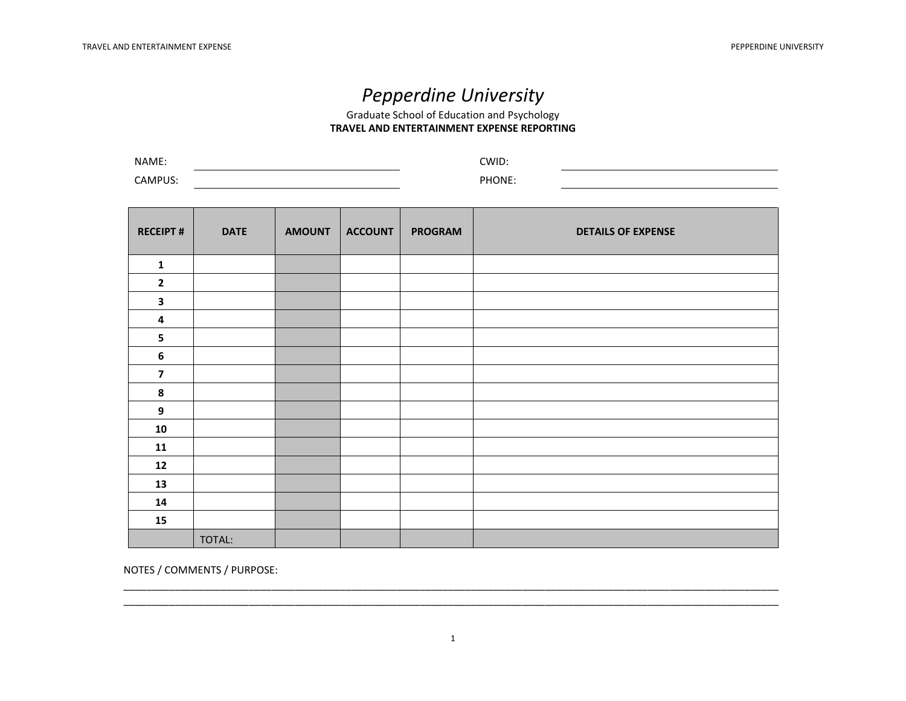# *Pepperdine University*

Graduate School of Education and Psychology

**TRAVEL AND ENTERTAINMENT EXPENSE REPORTING**

NAME: ______________________________ CWID: ______________________________

CAMPUS: ______________________________ PHONE: ______________________________

| RECEIPT # | DATE | AMOUNT | ACCOUNT | PROGRAM | DETAILS OF EXPENSE |
|---|---|---|---|---|---|
| **1** | | | | | |
| **2** | | | | | |
| **3** | | | | | |
| **4** | | | | | |
| **5** | | | | | |
| **6** | | | | | |
| **7** | | | | | |
| **8** | | | | | |
| **9** | | | | | |
| **10** | | | | | |
| **11** | | | | | |
| **12** | | | | | |
| **13** | | | | | |
| **14** | | | | | |
| **15** | | | | | |
| | TOTAL: | | | | |

NOTES / COMMENTS / PURPOSE:

___________________________________________________________________________________________

___________________________________________________________________________________________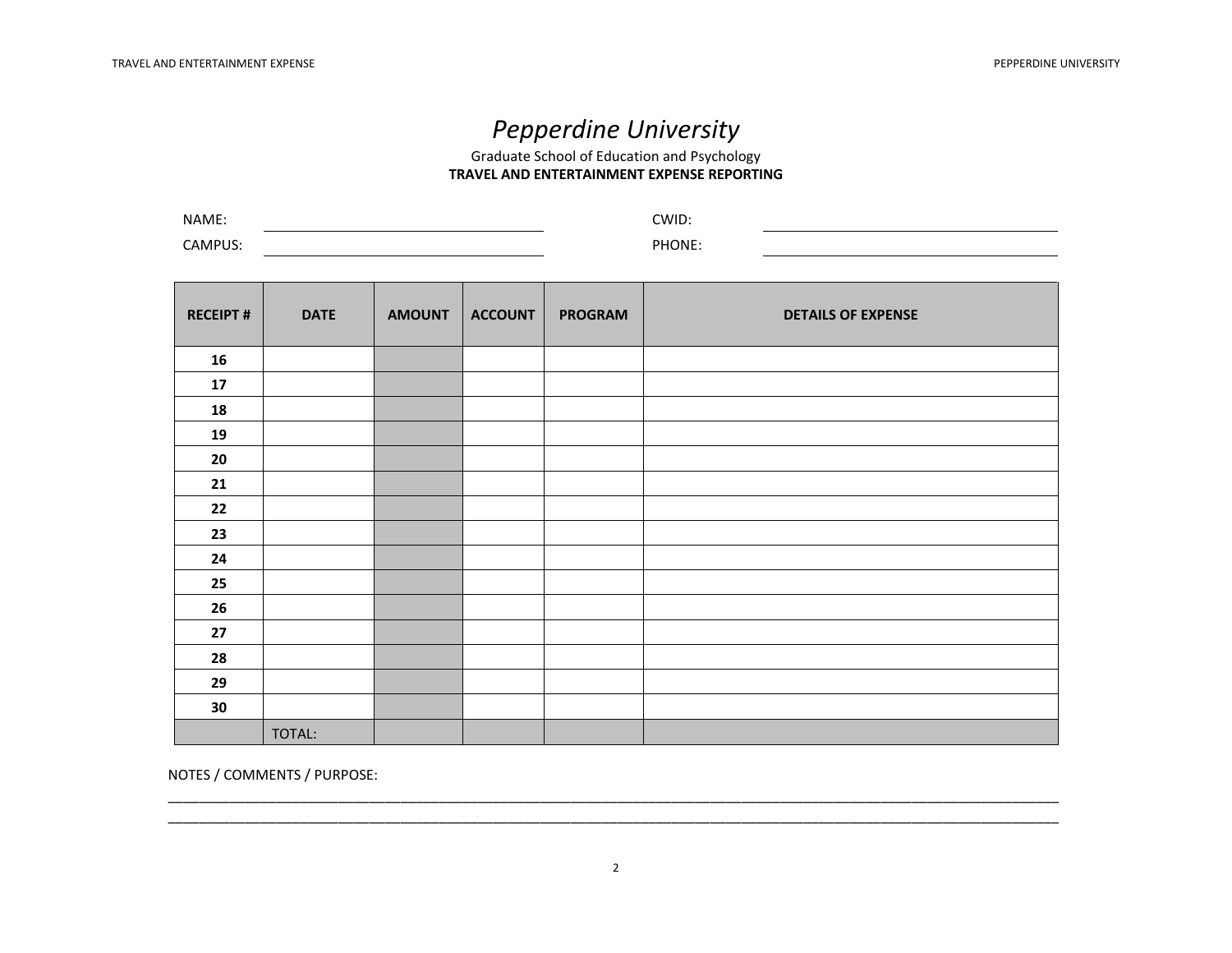# *Pepperdine University*

Graduate School of Education and Psychology

**TRAVEL AND ENTERTAINMENT EXPENSE REPORTING**

NAME: ______________________ CWID: ______________________

CAMPUS: ______________________ PHONE: ______________________

| **RECEIPT #** | **DATE** | **AMOUNT** | **ACCOUNT** | **PROGRAM** | **DETAILS OF EXPENSE** |
|---|---|---|---|---|---|
| **16** | | | | | |
| **17** | | | | | |
| **18** | | | | | |
| **19** | | | | | |
| **20** | | | | | |
| **21** | | | | | |
| **22** | | | | | |
| **23** | | | | | |
| **24** | | | | | |
| **25** | | | | | |
| **26** | | | | | |
| **27** | | | | | |
| **28** | | | | | |
| **29** | | | | | |
| **30** | | | | | |
| | TOTAL: | | | | |

NOTES / COMMENTS / PURPOSE:

_______________________________________________________________________________

_______________________________________________________________________________